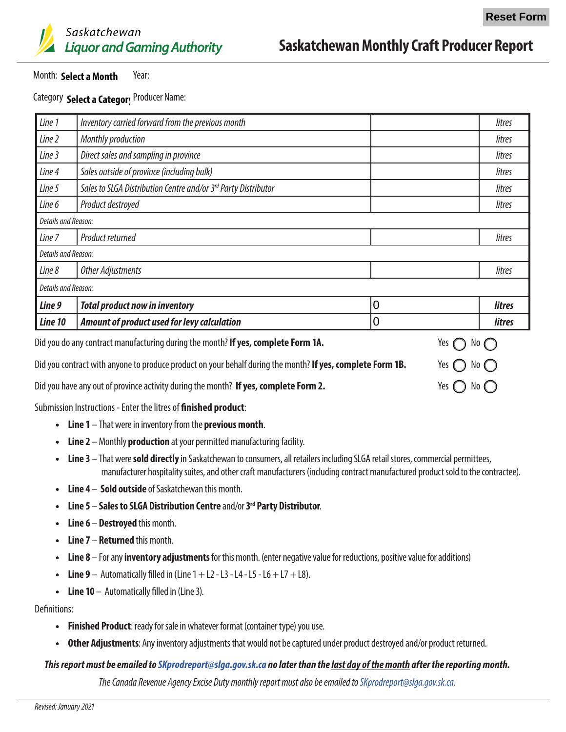Reset Form

Saskatchewan Liquor and Gaming Authority

# Saskatchewan Monthly Craft Producer Report

Month: **Select a Month** Year:

Category **Select a Category** Producer Name:

| | | | |
|---|---|---|---|
| *Line 1* | *Inventory carried forward from the previous month* | | *litres* |
| *Line 2* | *Monthly production* | | *litres* |
| *Line 3* | *Direct sales and sampling in province* | | *litres* |
| *Line 4* | *Sales outside of province (including bulk)* | | *litres* |
| *Line 5* | *Sales to SLGA Distribution Centre and/or 3rd Party Distributor* | | *litres* |
| *Line 6* | *Product destroyed* | | *litres* |
| *Details and Reason:* | | | |
| *Line 7* | *Product returned* | | *litres* |
| *Details and Reason:* | | | |
| *Line 8* | *Other Adjustments* | | *litres* |
| *Details and Reason:* | | | |
| ***Line 9*** | ***Total product now in inventory*** | 0 | ***litres*** |
| ***Line 10*** | ***Amount of product used for levy calculation*** | 0 | ***litres*** |

Did you do any contract manufacturing during the month? **If yes, complete Form 1A.** Yes ◯ No ◯

Did you contract with anyone to produce product on your behalf during the month? **If yes, complete Form 1B.** Yes ◯ No ◯

Did you have any out of province activity during the month? **If yes, complete Form 2.** Yes ◯ No ◯

Submission Instructions - Enter the litres of **finished product**:

- **Line 1** – That were in inventory from the **previous month**.
- **Line 2** – Monthly **production** at your permitted manufacturing facility.
- **Line 3** – That were **sold directly** in Saskatchewan to consumers, all retailers including SLGA retail stores, commercial permittees, manufacturer hospitality suites, and other craft manufacturers (including contract manufactured product sold to the contractee).
- **Line 4** – **Sold outside** of Saskatchewan this month.
- **Line 5** – **Sales to SLGA Distribution Centre** and/or **3rd Party Distributor**.
- **Line 6** – **Destroyed** this month.
- **Line 7** – **Returned** this month.
- **Line 8** – For any **inventory adjustments** for this month. (enter negative value for reductions, positive value for additions)
- **Line 9** – Automatically filled in (Line 1 + L2 - L3 - L4 - L5 - L6 + L7 + L8).
- **Line 10** – Automatically filled in (Line 3).

Definitions:

- **Finished Product**: ready for sale in whatever format (container type) you use.
- **Other Adjustments**: Any inventory adjustments that would not be captured under product destroyed and/or product returned.

***This report must be emailed to SKprodreport@slga.gov.sk.ca no later than the last day of the month after the reporting month.***

*The Canada Revenue Agency Excise Duty monthly report must also be emailed to SKprodreport@slga.gov.sk.ca.*

*Revised: January 2021*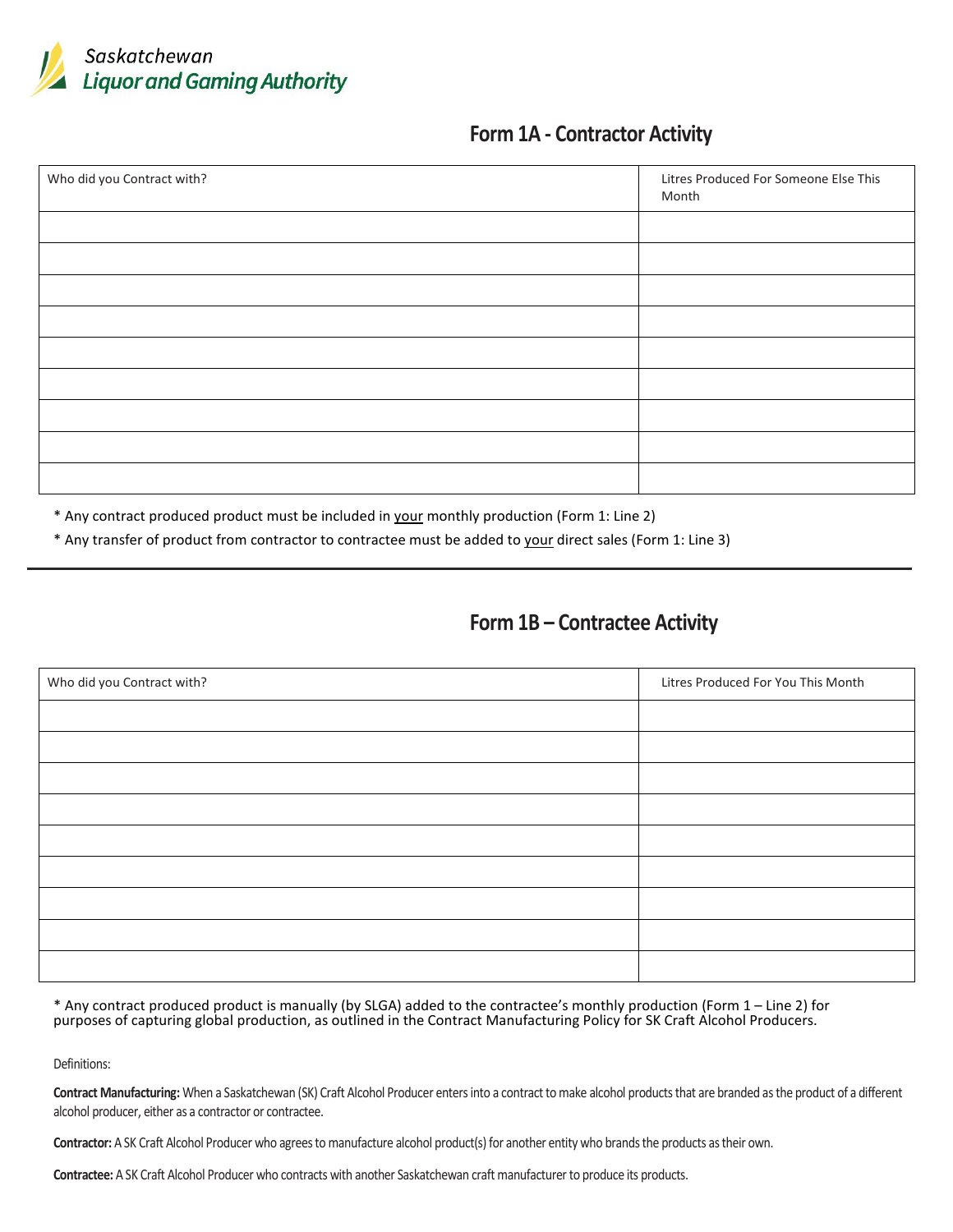Saskatchewan
Liquor and Gaming Authority

## Form 1A - Contractor Activity

| Who did you Contract with? | Litres Produced For Someone Else This Month |
|---|---|
| | |
| | |
| | |
| | |
| | |
| | |
| | |
| | |
| | |

* Any contract produced product must be included in <u>your</u> monthly production (Form 1: Line 2)
* Any transfer of product from contractor to contractee must be added to <u>your</u> direct sales (Form 1: Line 3)

---

## Form 1B – Contractee Activity

| Who did you Contract with? | Litres Produced For You This Month |
|---|---|
| | |
| | |
| | |
| | |
| | |
| | |
| | |
| | |
| | |

* Any contract produced product is manually (by SLGA) added to the contractee's monthly production (Form 1 – Line 2) for purposes of capturing global production, as outlined in the Contract Manufacturing Policy for SK Craft Alcohol Producers.

Definitions:

**Contract Manufacturing:** When a Saskatchewan (SK) Craft Alcohol Producer enters into a contract to make alcohol products that are branded as the product of a different alcohol producer, either as a contractor or contractee.

**Contractor:** A SK Craft Alcohol Producer who agrees to manufacture alcohol product(s) for another entity who brands the products as their own.

**Contractee:** A SK Craft Alcohol Producer who contracts with another Saskatchewan craft manufacturer to produce its products.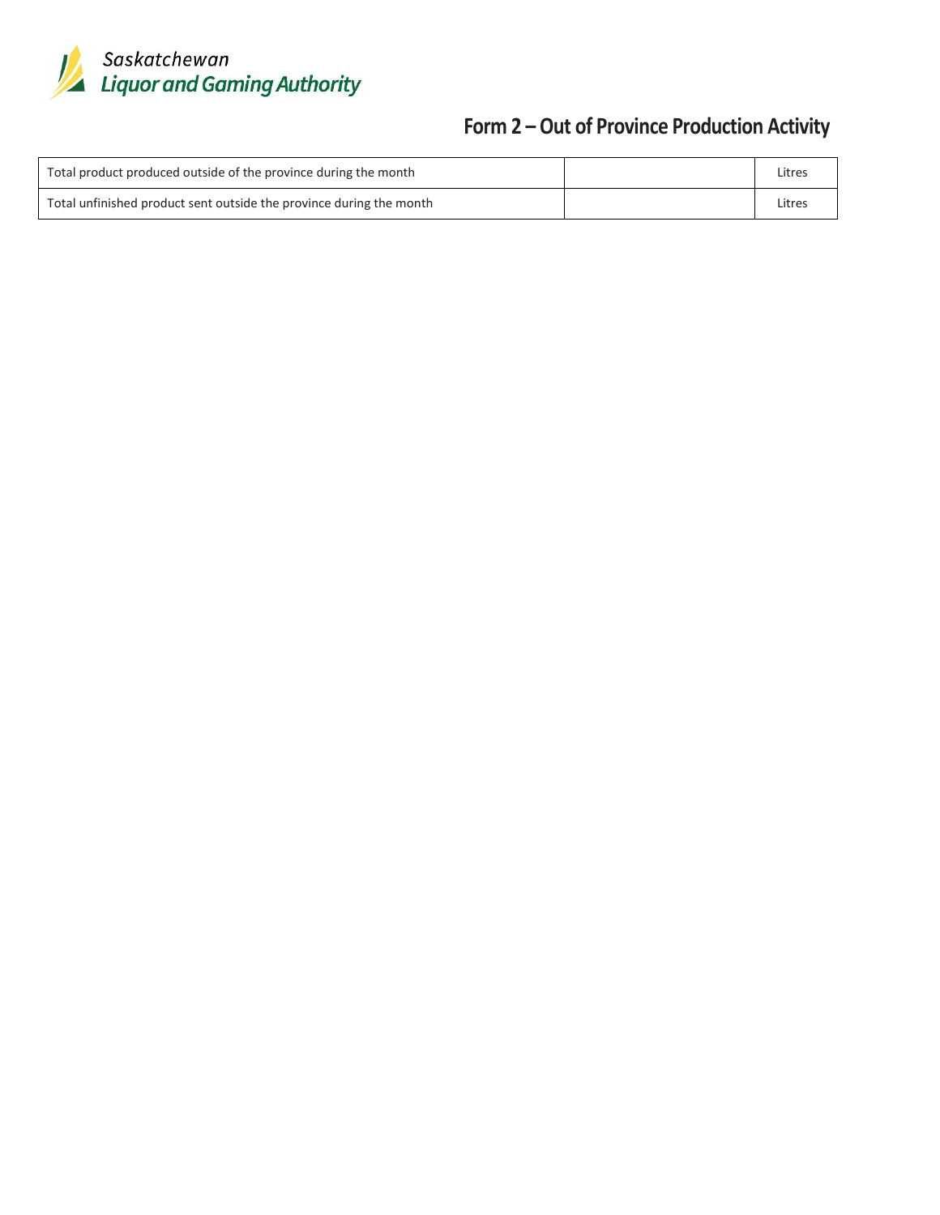Saskatchewan
Liquor and Gaming Authority

# Form 2 – Out of Province Production Activity

| | | |
|---|---|---|
| Total product produced outside of the province during the month | | Litres |
| Total unfinished product sent outside the province during the month | | Litres |